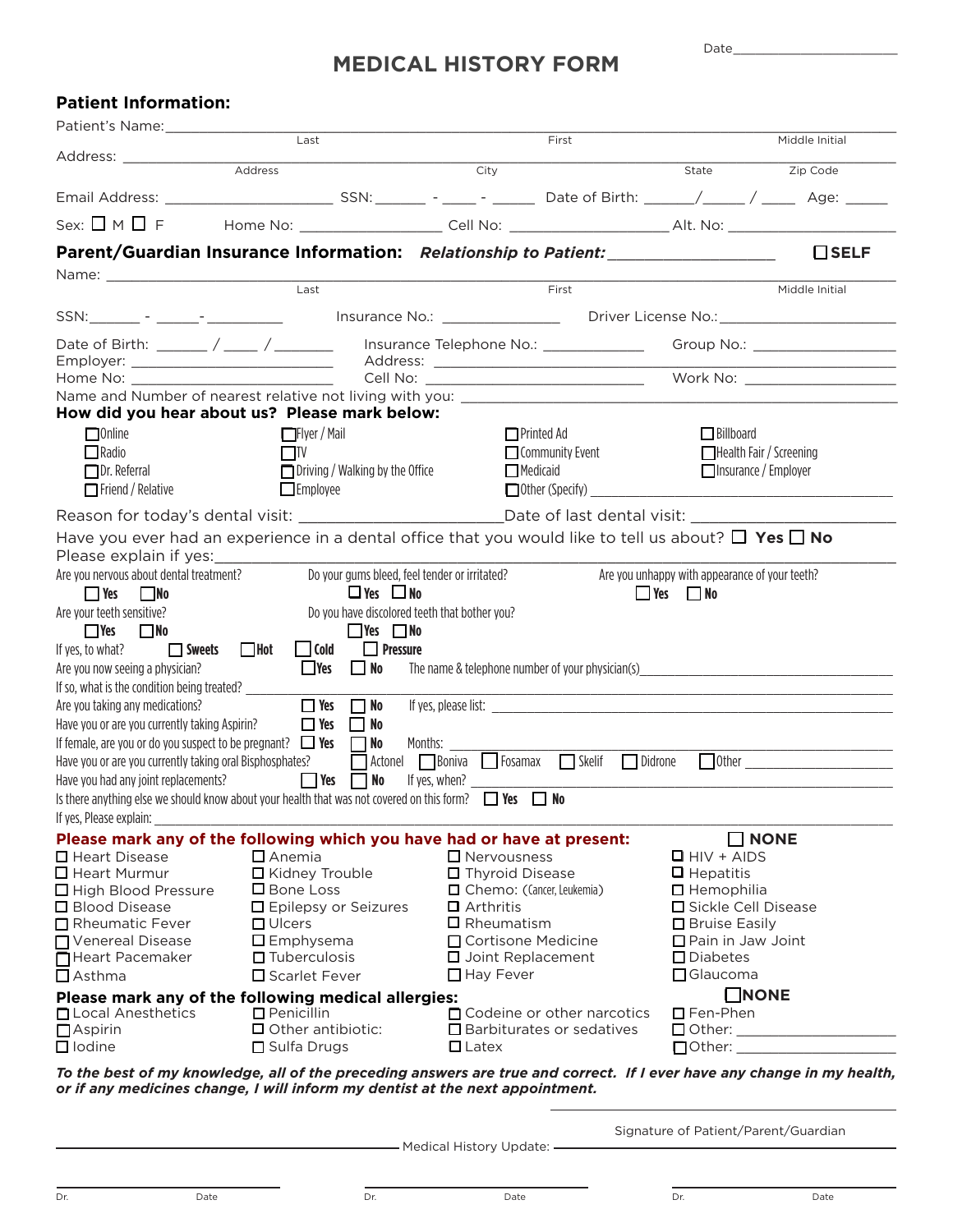Date________________________

# MEDICAL HISTORY FORM

## Patient Information:

Patient's Name: ______________________________________________________________
Last | First | Middle Initial

Address: ______________________________________________________________
Address | City | State | Zip Code

Email Address: ____________________ SSN: ______ - ____ - ______ Date of Birth: ______/_____ / ____ Age: _____

Sex: ☐ M ☐ F Home No: _________________ Cell No: ___________________ Alt. No: ____________________

## Parent/Guardian Insurance Information: *Relationship to Patient:* __________________ ☐ SELF

Name: ______________________________________________________________
Last | First | Middle Initial

SSN: ______ - ______- __________ Insurance No.: ______________ Driver License No.: ____________________

Date of Birth: ______ / ____ / _______ Insurance Telephone No.: ____________ Group No.: _________________

Employer: ________________________ Address: ______________________________________________

Home No: ________________________ Cell No: _________________________ Work No: __________________

Name and Number of nearest relative not living with you: ______________________________________________

**How did you hear about us? Please mark below:**

- ☐ Online
- ☐ Radio
- ☐ Dr. Referral
- ☐ Friend / Relative
- ☐ Flyer / Mail
- ☐ TV
- ☐ Driving / Walking by the Office
- ☐ Employee
- ☐ Printed Ad
- ☐ Community Event
- ☐ Medicaid
- ☐ Other (Specify) ______________________________
- ☐ Billboard
- ☐ Health Fair / Screening
- ☐ Insurance / Employer

Reason for today's dental visit: ______________________ Date of last dental visit: ____________________

Have you ever had an experience in a dental office that you would like to tell us about? ☐ Yes ☐ No

Please explain if yes: ______________________________________________________________

Are you nervous about dental treatment? ☐ Yes ☐ No

Do your gums bleed, feel tender or irritated? ☐ Yes ☐ No

Are you unhappy with appearance of your teeth? ☐ Yes ☐ No

Are your teeth sensitive? ☐ Yes ☐ No

Do you have discolored teeth that bother you? ☐ Yes ☐ No

If yes, to what? ☐ Sweets ☐ Hot ☐ Cold ☐ Pressure

Are you now seeing a physician? ☐ Yes ☐ No The name & telephone number of your physician(s) ______________________

If so, what is the condition being treated? ______________________________________________

Are you taking any medications? ☐ Yes ☐ No If yes, please list: ______________________________

Have you or are you currently taking Aspirin? ☐ Yes ☐ No

If female, are you or do you suspect to be pregnant? ☐ Yes ☐ No Months: ______________________

Have you or are you currently taking oral Bisphosphates? ☐ Actonel ☐ Boniva ☐ Fosamax ☐ Skelif ☐ Didrone ☐ Other ______________

Have you had any joint replacements? ☐ Yes ☐ No If yes, when? ______________________

Is there anything else we should know about your health that was not covered on this form? ☐ Yes ☐ No

If yes, Please explain: ______________________________________________________________

**Please mark any of the following which you have had or have at present:** ☐ NONE

- ☐ Heart Disease
- ☐ Heart Murmur
- ☐ High Blood Pressure
- ☐ Blood Disease
- ☐ Rheumatic Fever
- ☐ Venereal Disease
- ☐ Heart Pacemaker
- ☐ Asthma
- ☐ Anemia
- ☐ Kidney Trouble
- ☐ Bone Loss
- ☐ Epilepsy or Seizures
- ☐ Ulcers
- ☐ Emphysema
- ☐ Tuberculosis
- ☐ Scarlet Fever
- ☐ Nervousness
- ☐ Thyroid Disease
- ☐ Chemo: (Cancer, Leukemia)
- ☐ Arthritis
- ☐ Rheumatism
- ☐ Cortisone Medicine
- ☐ Joint Replacement
- ☐ Hay Fever
- ☐ HIV + AIDS
- ☐ Hepatitis
- ☐ Hemophilia
- ☐ Sickle Cell Disease
- ☐ Bruise Easily
- ☐ Pain in Jaw Joint
- ☐ Diabetes
- ☐ Glaucoma

**Please mark any of the following medical allergies:** ☐ NONE

- ☐ Local Anesthetics
- ☐ Aspirin
- ☐ Iodine
- ☐ Penicillin
- ☐ Other antibiotic:
- ☐ Sulfa Drugs
- ☐ Codeine or other narcotics
- ☐ Barbiturates or sedatives
- ☐ Latex
- ☐ Fen-Phen
- ☐ Other: ____________________
- ☐ Other: ____________________

***To the best of my knowledge, all of the preceding answers are true and correct. If I ever have any change in my health, or if any medicines change, I will inform my dentist at the next appointment.***

______________________________________
Signature of Patient/Parent/Guardian

Medical History Update:

| Dr. | Date | Dr. | Date | Dr. | Date |
|---|---|---|---|---|---|
| | | | | | |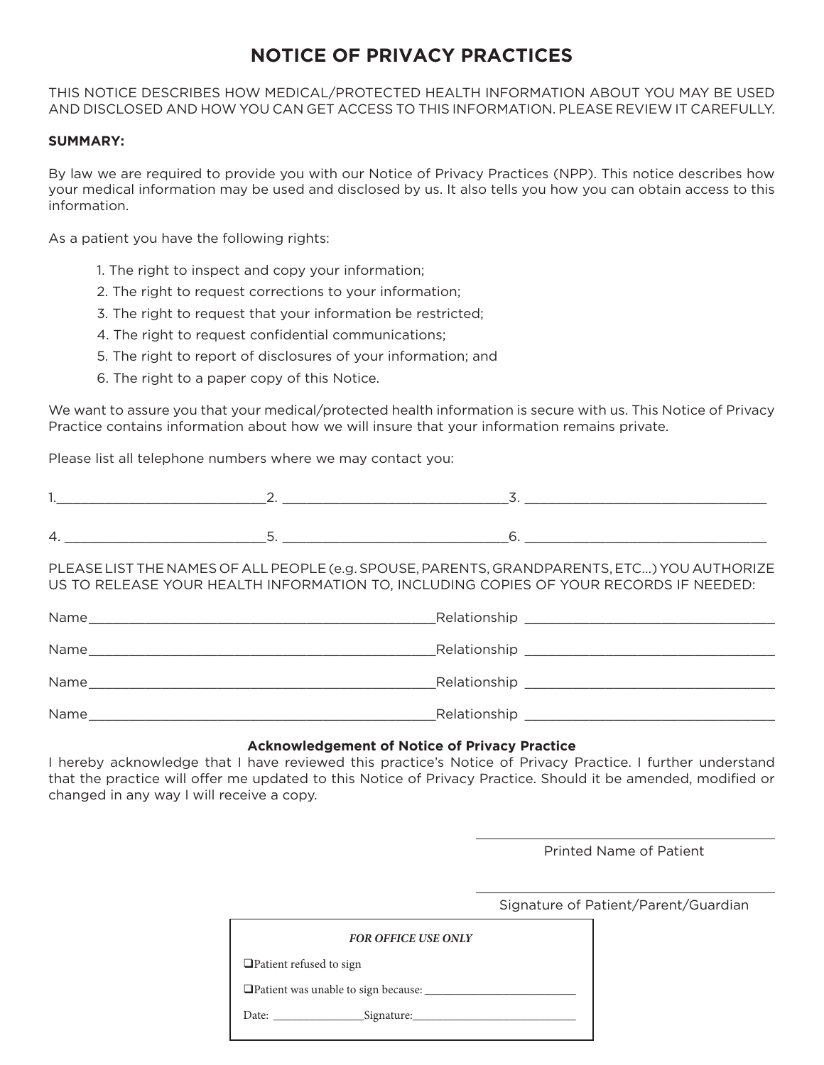# NOTICE OF PRIVACY PRACTICES

THIS NOTICE DESCRIBES HOW MEDICAL/PROTECTED HEALTH INFORMATION ABOUT YOU MAY BE USED AND DISCLOSED AND HOW YOU CAN GET ACCESS TO THIS INFORMATION. PLEASE REVIEW IT CAREFULLY.

**SUMMARY:**

By law we are required to provide you with our Notice of Privacy Practices (NPP). This notice describes how your medical information may be used and disclosed by us. It also tells you how you can obtain access to this information.

As a patient you have the following rights:

1. The right to inspect and copy your information;
2. The right to request corrections to your information;
3. The right to request that your information be restricted;
4. The right to request confidential communications;
5. The right to report of disclosures of your information; and
6. The right to a paper copy of this Notice.

We want to assure you that your medical/protected health information is secure with us. This Notice of Privacy Practice contains information about how we will insure that your information remains private.

Please list all telephone numbers where we may contact you:

1.____________________________ 2. _______________________________ 3. _________________________________

4. ___________________________ 5. _______________________________ 6. _________________________________

PLEASE LIST THE NAMES OF ALL PEOPLE (e.g. SPOUSE, PARENTS, GRANDPARENTS, ETC...) YOU AUTHORIZE US TO RELEASE YOUR HEALTH INFORMATION TO, INCLUDING COPIES OF YOUR RECORDS IF NEEDED:

Name________________________________________________ Relationship __________________________________

Name________________________________________________ Relationship __________________________________

Name________________________________________________ Relationship __________________________________

Name________________________________________________ Relationship __________________________________

**Acknowledgement of Notice of Privacy Practice**

I hereby acknowledge that I have reviewed this practice's Notice of Privacy Practice. I further understand that the practice will offer me updated to this Notice of Privacy Practice. Should it be amended, modified or changed in any way I will receive a copy.

___________________________________________
Printed Name of Patient

___________________________________________
Signature of Patient/Parent/Guardian

*FOR OFFICE USE ONLY*

❑ Patient refused to sign

❑ Patient was unable to sign because: ___________________________

Date: ________________ Signature: ____________________________